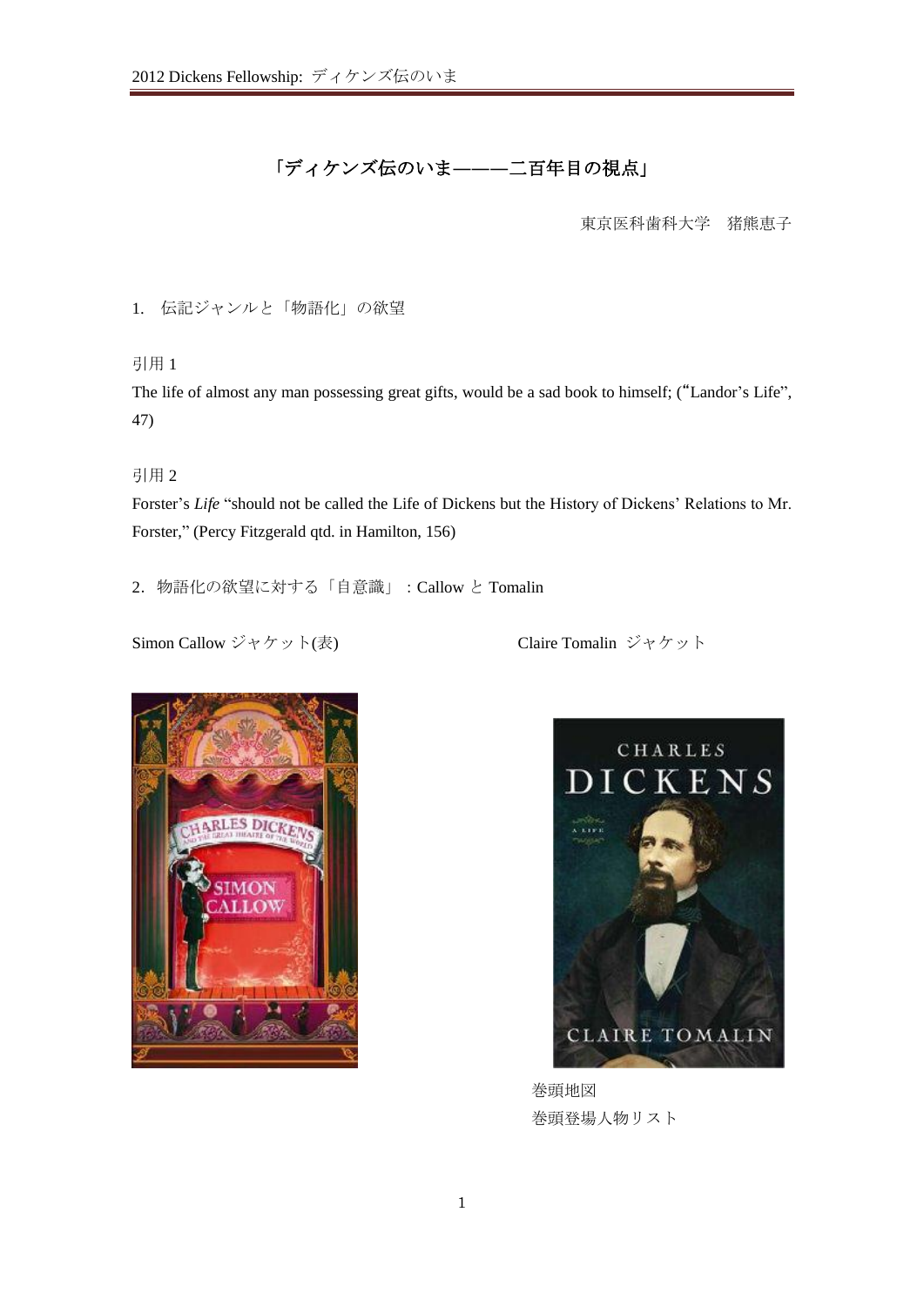# 「ディケンズ伝のいま———二百年目の視点」

東京医科歯科大学　猪熊恵子

## 1. 伝記ジャンルと「物語化」の欲望

引用 1

The life of almost any man possessing great gifts, would be a sad book to himself; ("Landor's Life", 47)

引用 2

Forster's *Life* "should not be called the Life of Dickens but the History of Dickens' Relations to Mr. Forster," (Percy Fitzgerald qtd. in Hamilton, 156)

## 2. 物語化の欲望に対する「自意識」：Callow と Tomalin

Simon Callow ジャケット(表)

Claire Tomalin ジャケット

巻頭地図

巻頭登場人物リスト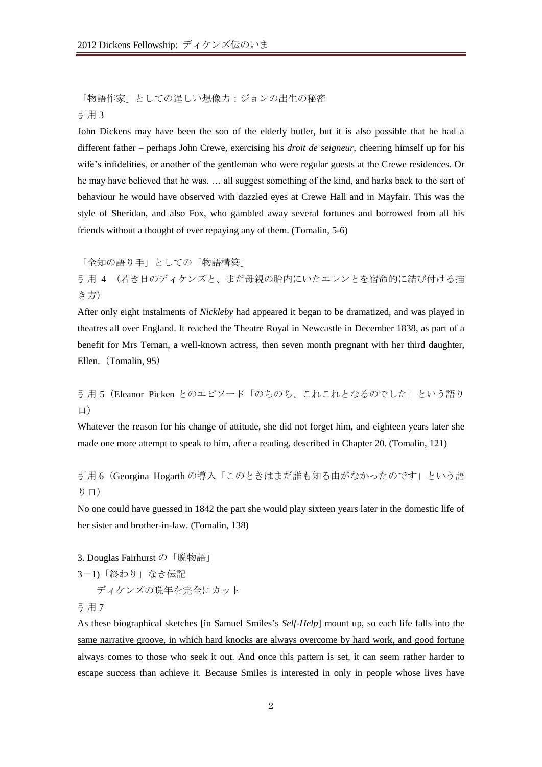「物語作家」としての逞しい想像力：ジョンの出生の秘密

引用 3

John Dickens may have been the son of the elderly butler, but it is also possible that he had a different father – perhaps John Crewe, exercising his *droit de seigneur*, cheering himself up for his wife's infidelities, or another of the gentleman who were regular guests at the Crewe residences. Or he may have believed that he was. … all suggest something of the kind, and harks back to the sort of behaviour he would have observed with dazzled eyes at Crewe Hall and in Mayfair. This was the style of Sheridan, and also Fox, who gambled away several fortunes and borrowed from all his friends without a thought of ever repaying any of them. (Tomalin, 5-6)

「全知の語り手」としての「物語構築」

引用 4 （若き日のディケンズと、まだ母親の胎内にいたエレンとを宿命的に結び付ける描き方）

After only eight instalments of *Nickleby* had appeared it began to be dramatized, and was played in theatres all over England. It reached the Theatre Royal in Newcastle in December 1838, as part of a benefit for Mrs Ternan, a well-known actress, then seven month pregnant with her third daughter, Ellen.（Tomalin, 95）

引用 5（Eleanor Picken とのエピソード「のちのち、これこれとなるのでした」という語り口）

Whatever the reason for his change of attitude, she did not forget him, and eighteen years later she made one more attempt to speak to him, after a reading, described in Chapter 20. (Tomalin, 121)

引用 6（Georgina Hogarth の導入「このときはまだ誰も知る由がなかったのです」という語り口）

No one could have guessed in 1842 the part she would play sixteen years later in the domestic life of her sister and brother-in-law. (Tomalin, 138)

3. Douglas Fairhurst の「脱物語」

3－1)「終わり」なき伝記

ディケンズの晩年を完全にカット

引用 7

As these biographical sketches [in Samuel Smiles's *Self-Help*] mount up, so each life falls into <u>the same narrative groove, in which hard knocks are always overcome by hard work, and good fortune always comes to those who seek it out.</u> And once this pattern is set, it can seem rather harder to escape success than achieve it. Because Smiles is interested in only in people whose lives have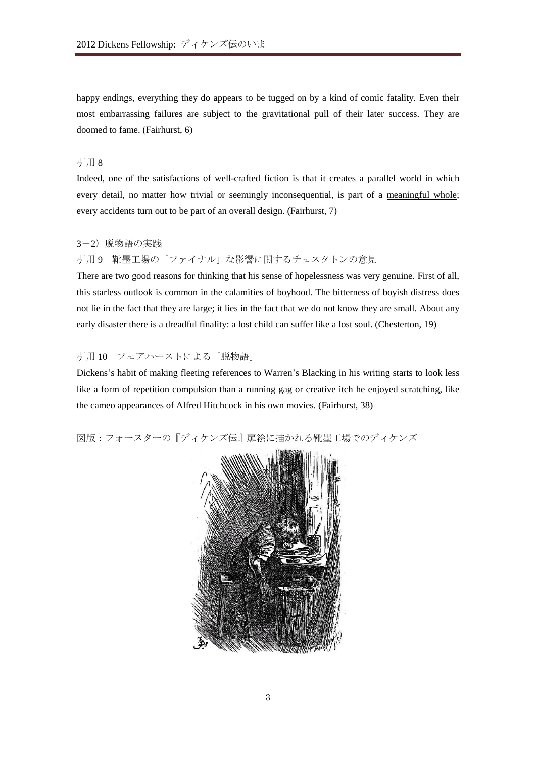happy endings, everything they do appears to be tugged on by a kind of comic fatality. Even their most embarrassing failures are subject to the gravitational pull of their later success. They are doomed to fame. (Fairhurst, 6)

引用 8

Indeed, one of the satisfactions of well-crafted fiction is that it creates a parallel world in which every detail, no matter how trivial or seemingly inconsequential, is part of a <u>meaningful whole</u>; every accidents turn out to be part of an overall design. (Fairhurst, 7)

3－2）脱物語の実践

引用 9　靴墨工場の「ファイナル」な影響に関するチェスタトンの意見

There are two good reasons for thinking that his sense of hopelessness was very genuine. First of all, this starless outlook is common in the calamities of boyhood. The bitterness of boyish distress does not lie in the fact that they are large; it lies in the fact that we do not know they are small. About any early disaster there is a <u>dreadful finality</u>: a lost child can suffer like a lost soul. (Chesterton, 19)

引用 10　フェアハーストによる「脱物語」

Dickens's habit of making fleeting references to Warren's Blacking in his writing starts to look less like a form of repetition compulsion than a <u>running gag or creative itch</u> he enjoyed scratching, like the cameo appearances of Alfred Hitchcock in his own movies. (Fairhurst, 38)

図版：フォースターの『ディケンズ伝』扉絵に描かれる靴墨工場でのディケンズ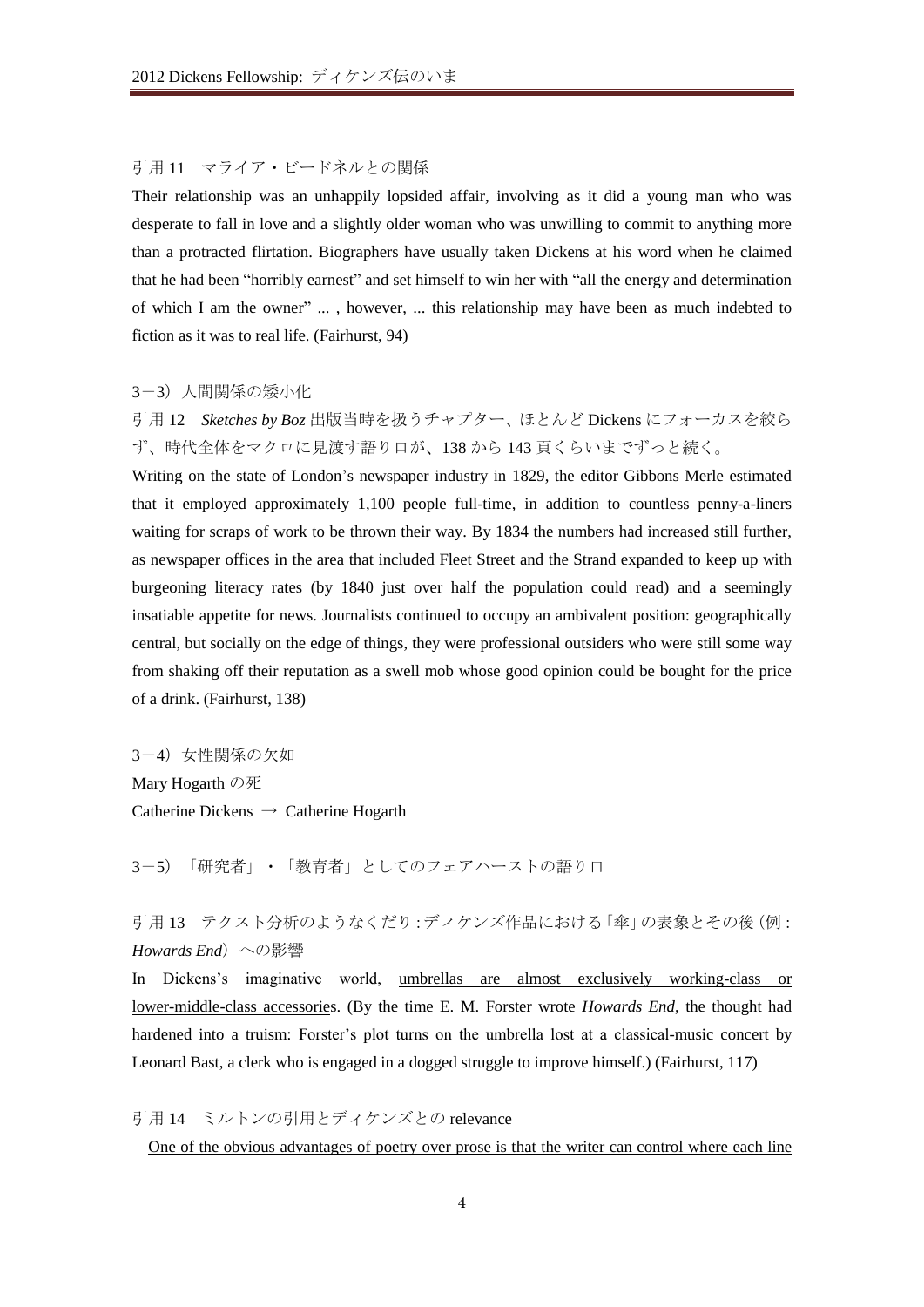引用 11　マライア・ビードネルとの関係

Their relationship was an unhappily lopsided affair, involving as it did a young man who was desperate to fall in love and a slightly older woman who was unwilling to commit to anything more than a protracted flirtation. Biographers have usually taken Dickens at his word when he claimed that he had been "horribly earnest" and set himself to win her with "all the energy and determination of which I am the owner" ... , however, ... this relationship may have been as much indebted to fiction as it was to real life. (Fairhurst, 94)

3－3）人間関係の矮小化

引用 12　*Sketches by Boz* 出版当時を扱うチャプター、ほとんど Dickens にフォーカスを絞らず、時代全体をマクロに見渡す語り口が、138 から 143 頁くらいまでずっと続く。

Writing on the state of London's newspaper industry in 1829, the editor Gibbons Merle estimated that it employed approximately 1,100 people full-time, in addition to countless penny-a-liners waiting for scraps of work to be thrown their way. By 1834 the numbers had increased still further, as newspaper offices in the area that included Fleet Street and the Strand expanded to keep up with burgeoning literacy rates (by 1840 just over half the population could read) and a seemingly insatiable appetite for news. Journalists continued to occupy an ambivalent position: geographically central, but socially on the edge of things, they were professional outsiders who were still some way from shaking off their reputation as a swell mob whose good opinion could be bought for the price of a drink. (Fairhurst, 138)

3－4）女性関係の欠如

Mary Hogarth の死

Catherine Dickens → Catherine Hogarth

3－5）「研究者」・「教育者」としてのフェアハーストの語り口

引用 13　テクスト分析のようなくだり：ディケンズ作品における「傘」の表象とその後（例：*Howards End*）への影響

In Dickens's imaginative world, <u>umbrellas are almost exclusively working-class or lower-middle-class accessorie</u>s. (By the time E. M. Forster wrote *Howards End*, the thought had hardened into a truism: Forster's plot turns on the umbrella lost at a classical-music concert by Leonard Bast, a clerk who is engaged in a dogged struggle to improve himself.) (Fairhurst, 117)

引用 14　ミルトンの引用とディケンズとの relevance

<u>One of the obvious advantages of poetry over prose is that the writer can control where each line</u>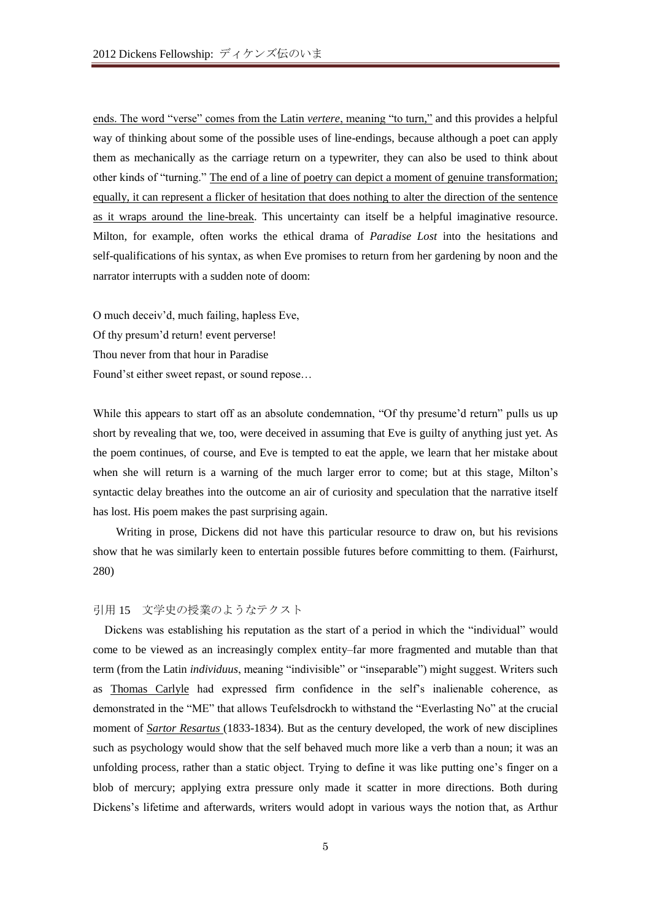ends. The word "verse" comes from the Latin *vertere*, meaning "to turn," and this provides a helpful way of thinking about some of the possible uses of line-endings, because although a poet can apply them as mechanically as the carriage return on a typewriter, they can also be used to think about other kinds of "turning." The end of a line of poetry can depict a moment of genuine transformation; equally, it can represent a flicker of hesitation that does nothing to alter the direction of the sentence as it wraps around the line-break. This uncertainty can itself be a helpful imaginative resource. Milton, for example, often works the ethical drama of *Paradise Lost* into the hesitations and self-qualifications of his syntax, as when Eve promises to return from her gardening by noon and the narrator interrupts with a sudden note of doom:

O much deceiv'd, much failing, hapless Eve,
Of thy presum'd return! event perverse!
Thou never from that hour in Paradise
Found'st either sweet repast, or sound repose…

While this appears to start off as an absolute condemnation, "Of thy presume'd return" pulls us up short by revealing that we, too, were deceived in assuming that Eve is guilty of anything just yet. As the poem continues, of course, and Eve is tempted to eat the apple, we learn that her mistake about when she will return is a warning of the much larger error to come; but at this stage, Milton's syntactic delay breathes into the outcome an air of curiosity and speculation that the narrative itself has lost. His poem makes the past surprising again.

Writing in prose, Dickens did not have this particular resource to draw on, but his revisions show that he was similarly keen to entertain possible futures before committing to them. (Fairhurst, 280)

引用 15　文学史の授業のようなテクスト

Dickens was establishing his reputation as the start of a period in which the "individual" would come to be viewed as an increasingly complex entity–far more fragmented and mutable than that term (from the Latin *individuus*, meaning "indivisible" or "inseparable") might suggest. Writers such as Thomas Carlyle had expressed firm confidence in the self's inalienable coherence, as demonstrated in the "ME" that allows Teufelsdrockh to withstand the "Everlasting No" at the crucial moment of *Sartor Resartus* (1833-1834). But as the century developed, the work of new disciplines such as psychology would show that the self behaved much more like a verb than a noun; it was an unfolding process, rather than a static object. Trying to define it was like putting one's finger on a blob of mercury; applying extra pressure only made it scatter in more directions. Both during Dickens's lifetime and afterwards, writers would adopt in various ways the notion that, as Arthur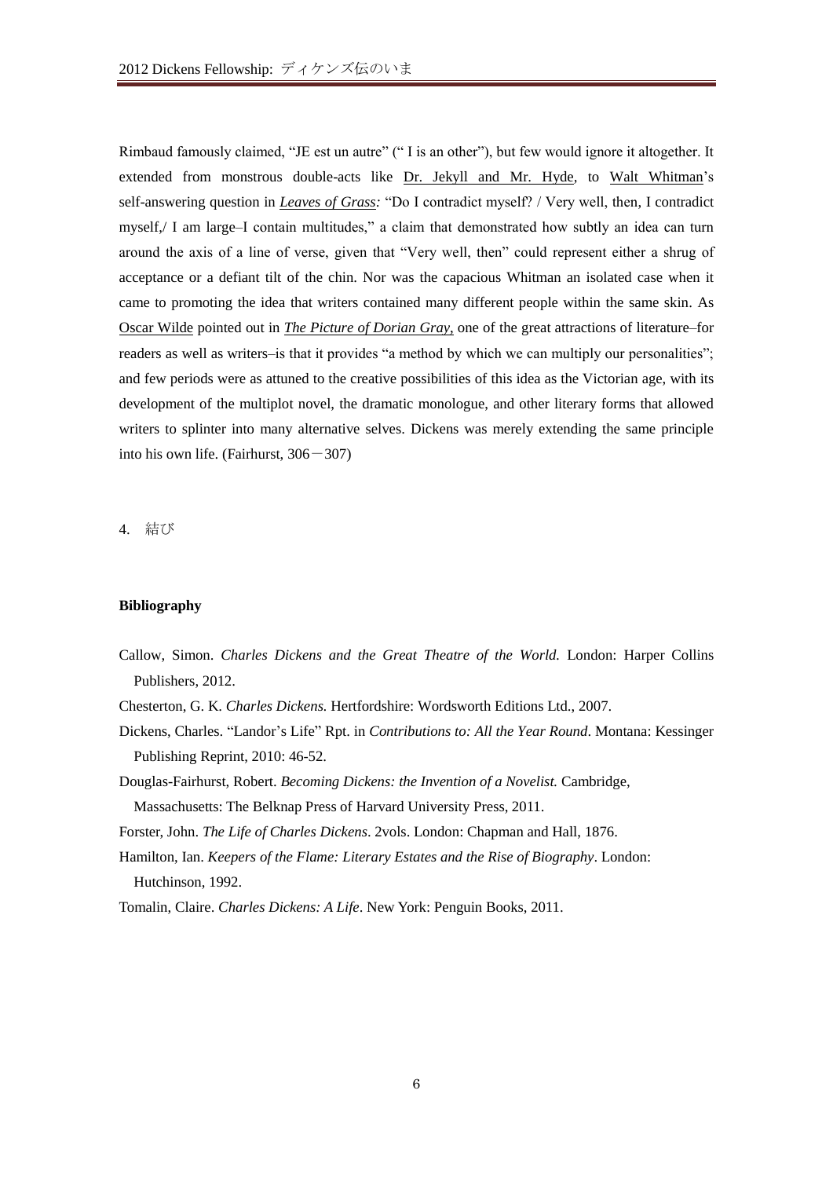Rimbaud famously claimed, “JE est un autre” (“ I is an other”), but few would ignore it altogether. It extended from monstrous double-acts like Dr. Jekyll and Mr. Hyde, to Walt Whitman’s self-answering question in *Leaves of Grass:* “Do I contradict myself? / Very well, then, I contradict myself,/ I am large–I contain multitudes,” a claim that demonstrated how subtly an idea can turn around the axis of a line of verse, given that “Very well, then” could represent either a shrug of acceptance or a defiant tilt of the chin. Nor was the capacious Whitman an isolated case when it came to promoting the idea that writers contained many different people within the same skin. As Oscar Wilde pointed out in *The Picture of Dorian Gray*, one of the great attractions of literature–for readers as well as writers–is that it provides “a method by which we can multiply our personalities”; and few periods were as attuned to the creative possibilities of this idea as the Victorian age, with its development of the multiplot novel, the dramatic monologue, and other literary forms that allowed writers to splinter into many alternative selves. Dickens was merely extending the same principle into his own life. (Fairhurst, 306－307)

## 4. 結び

### Bibliography

Callow, Simon. *Charles Dickens and the Great Theatre of the World.* London: Harper Collins Publishers, 2012.

Chesterton, G. K. *Charles Dickens.* Hertfordshire: Wordsworth Editions Ltd., 2007.

Dickens, Charles. “Landor’s Life” Rpt. in *Contributions to: All the Year Round*. Montana: Kessinger Publishing Reprint, 2010: 46-52.

Douglas-Fairhurst, Robert. *Becoming Dickens: the Invention of a Novelist.* Cambridge, Massachusetts: The Belknap Press of Harvard University Press, 2011.

Forster, John. *The Life of Charles Dickens*. 2vols. London: Chapman and Hall, 1876.

Hamilton, Ian. *Keepers of the Flame: Literary Estates and the Rise of Biography*. London: Hutchinson, 1992.

Tomalin, Claire. *Charles Dickens: A Life*. New York: Penguin Books, 2011.